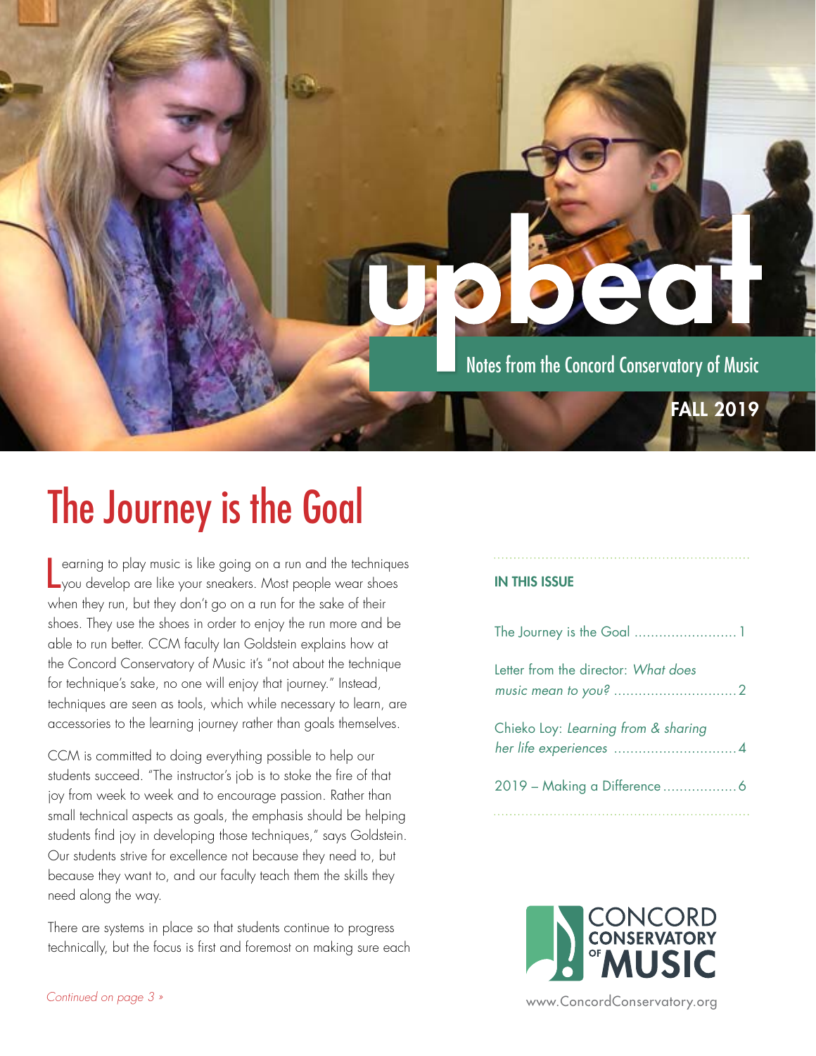# upbeat

Notes from the Concord Conservatory of Music

**FALL 2019**

# The Journey is the Goal

Learning to play music is like going on a run and the techniques you develop are like your sneakers. Most people wear shoes when they run, but they don't go on a run for the sake of their shoes. They use the shoes in order to enjoy the run more and be able to run better. CCM faculty Ian Goldstein explains how at the Concord Conservatory of Music it's "not about the technique for technique's sake, no one will enjoy that journey." Instead, techniques are seen as tools, which while necessary to learn, are accessories to the learning journey rather than goals themselves.

CCM is committed to doing everything possible to help our students succeed. "The instructor's job is to stoke the fire of that joy from week to week and to encourage passion. Rather than small technical aspects as goals, the emphasis should be helping students find joy in developing those techniques," says Goldstein. Our students strive for excellence not because they need to, but because they want to, and our faculty teach them the skills they need along the way.

There are systems in place so that students continue to progress technically, but the focus is first and foremost on making sure each

*Continued on page 3 »*

**IN THIS ISSUE**

The Journey is the Goal ......................... 1

Letter from the director: *What does music mean to you?* .............................. 2

Chieko Loy: *Learning from & sharing her life experiences* .............................. 4

2019 – Making a Difference .................. 6

CONCORD CONSERVATORY OF MUSIC

www.ConcordConservatory.org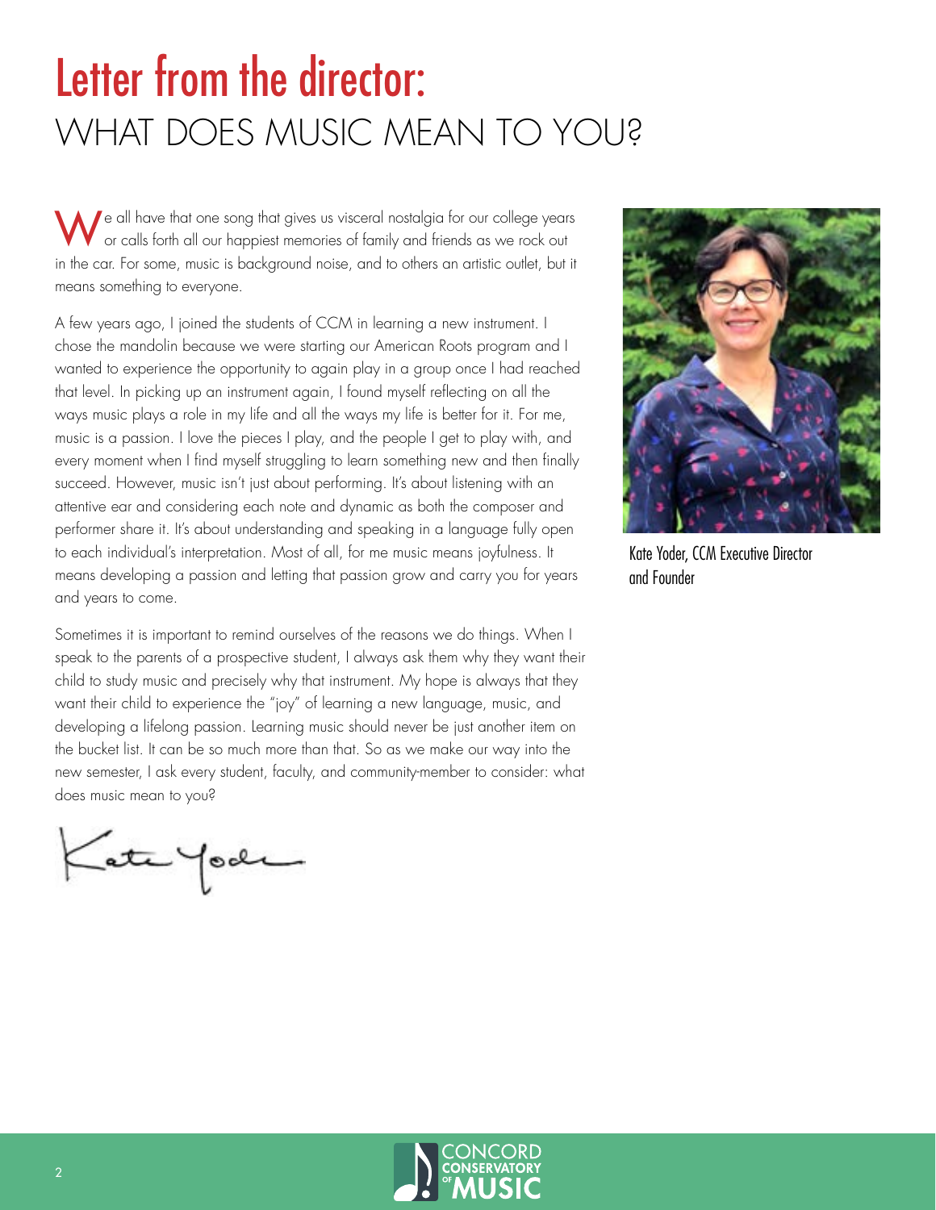# Letter from the director:
## WHAT DOES MUSIC MEAN TO YOU?

We all have that one song that gives us visceral nostalgia for our college years or calls forth all our happiest memories of family and friends as we rock out in the car. For some, music is background noise, and to others an artistic outlet, but it means something to everyone.

A few years ago, I joined the students of CCM in learning a new instrument. I chose the mandolin because we were starting our American Roots program and I wanted to experience the opportunity to again play in a group once I had reached that level. In picking up an instrument again, I found myself reflecting on all the ways music plays a role in my life and all the ways my life is better for it. For me, music is a passion. I love the pieces I play, and the people I get to play with, and every moment when I find myself struggling to learn something new and then finally succeed. However, music isn't just about performing. It's about listening with an attentive ear and considering each note and dynamic as both the composer and performer share it. It's about understanding and speaking in a language fully open to each individual's interpretation. Most of all, for me music means joyfulness. It means developing a passion and letting that passion grow and carry you for years and years to come.

Sometimes it is important to remind ourselves of the reasons we do things. When I speak to the parents of a prospective student, I always ask them why they want their child to study music and precisely why that instrument. My hope is always that they want their child to experience the "joy" of learning a new language, music, and developing a lifelong passion. Learning music should never be just another item on the bucket list. It can be so much more than that. So as we make our way into the new semester, I ask every student, faculty, and community-member to consider: what does music mean to you?

Kate Yoder

Kate Yoder, CCM Executive Director and Founder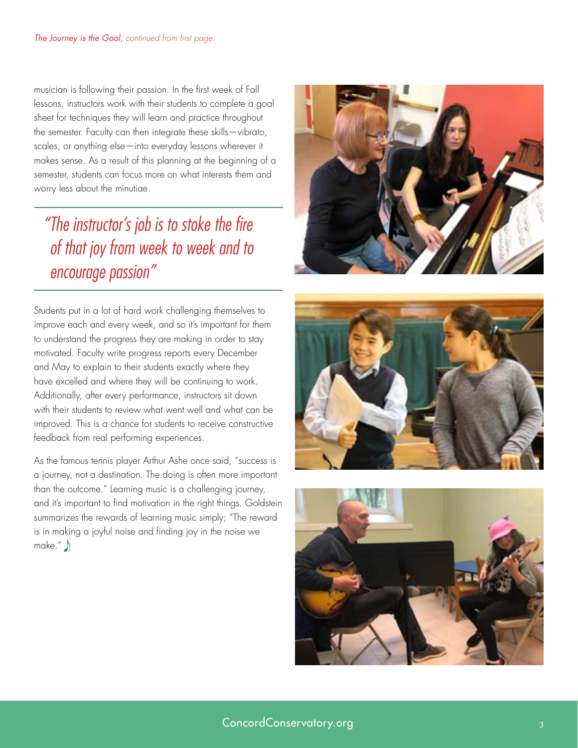*The Journey is the Goal, continued from first page:*

musician is following their passion. In the first week of Fall lessons, instructors work with their students to complete a goal sheet for techniques they will learn and practice throughout the semester. Faculty can then integrate these skills—vibrato, scales, or anything else—into everyday lessons wherever it makes sense. As a result of this planning at the beginning of a semester, students can focus more on what interests them and worry less about the minutiae.

> *"The instructor's job is to stoke the fire of that joy from week to week and to encourage passion"*

Students put in a lot of hard work challenging themselves to improve each and every week, and so it's important for them to understand the progress they are making in order to stay motivated. Faculty write progress reports every December and May to explain to their students exactly where they have excelled and where they will be continuing to work. Additionally, after every performance, instructors sit down with their students to review what went well and what can be improved. This is a chance for students to receive constructive feedback from real performing experiences.

As the famous tennis player Arthur Ashe once said, "success is a journey, not a destination. The doing is often more important than the outcome." Learning music is a challenging journey, and it's important to find motivation in the right things. Goldstein summarizes the rewards of learning music simply; "The reward is in making a joyful noise and finding joy in the noise we make." ♪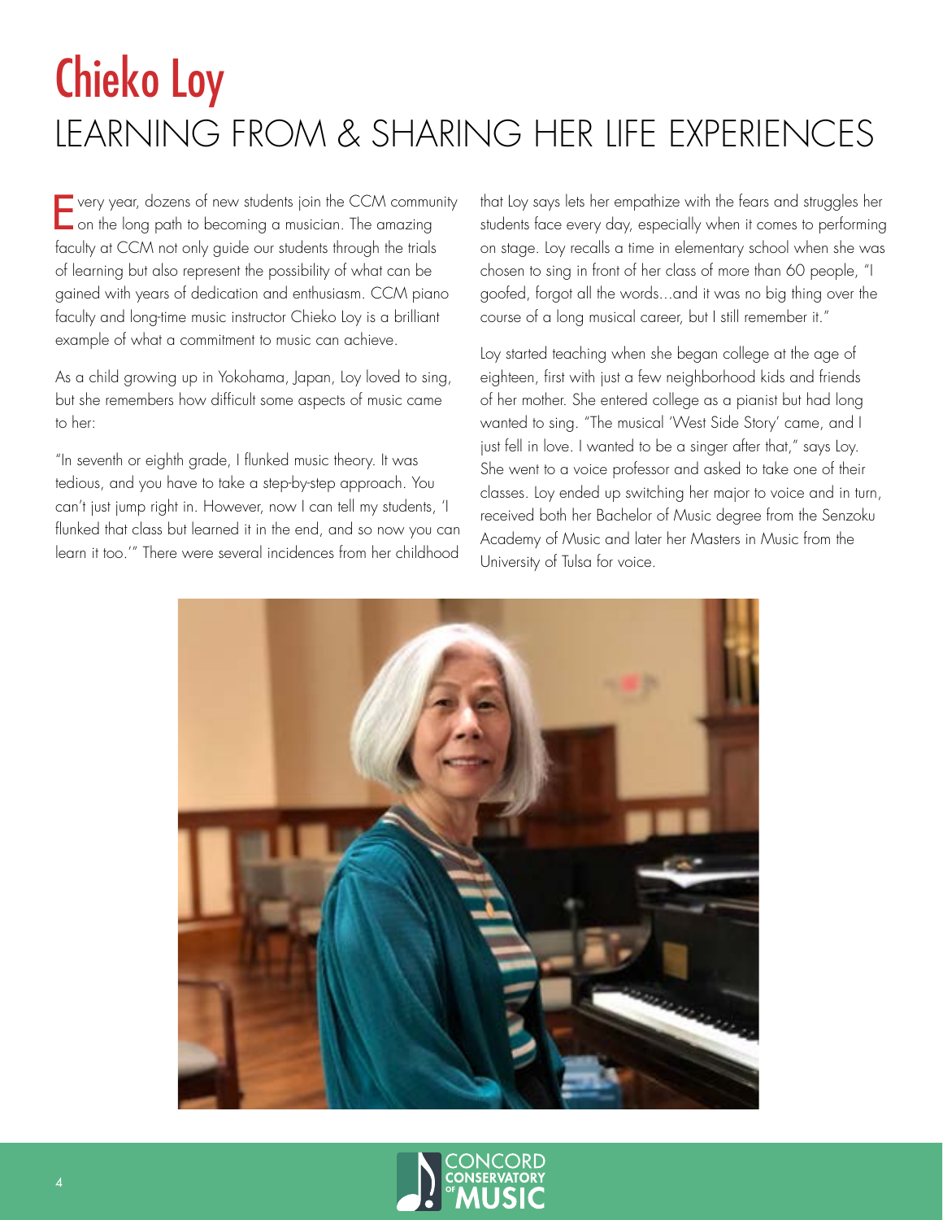# Chieko Loy

## LEARNING FROM & SHARING HER LIFE EXPERIENCES

Every year, dozens of new students join the CCM community on the long path to becoming a musician. The amazing faculty at CCM not only guide our students through the trials of learning but also represent the possibility of what can be gained with years of dedication and enthusiasm. CCM piano faculty and long-time music instructor Chieko Loy is a brilliant example of what a commitment to music can achieve.

As a child growing up in Yokohama, Japan, Loy loved to sing, but she remembers how difficult some aspects of music came to her:

"In seventh or eighth grade, I flunked music theory. It was tedious, and you have to take a step-by-step approach. You can't just jump right in. However, now I can tell my students, 'I flunked that class but learned it in the end, and so now you can learn it too.'" There were several incidences from her childhood that Loy says lets her empathize with the fears and struggles her students face every day, especially when it comes to performing on stage. Loy recalls a time in elementary school when she was chosen to sing in front of her class of more than 60 people, "I goofed, forgot all the words...and it was no big thing over the course of a long musical career, but I still remember it."

Loy started teaching when she began college at the age of eighteen, first with just a few neighborhood kids and friends of her mother. She entered college as a pianist but had long wanted to sing. "The musical 'West Side Story' came, and I just fell in love. I wanted to be a singer after that," says Loy. She went to a voice professor and asked to take one of their classes. Loy ended up switching her major to voice and in turn, received both her Bachelor of Music degree from the Senzoku Academy of Music and later her Masters in Music from the University of Tulsa for voice.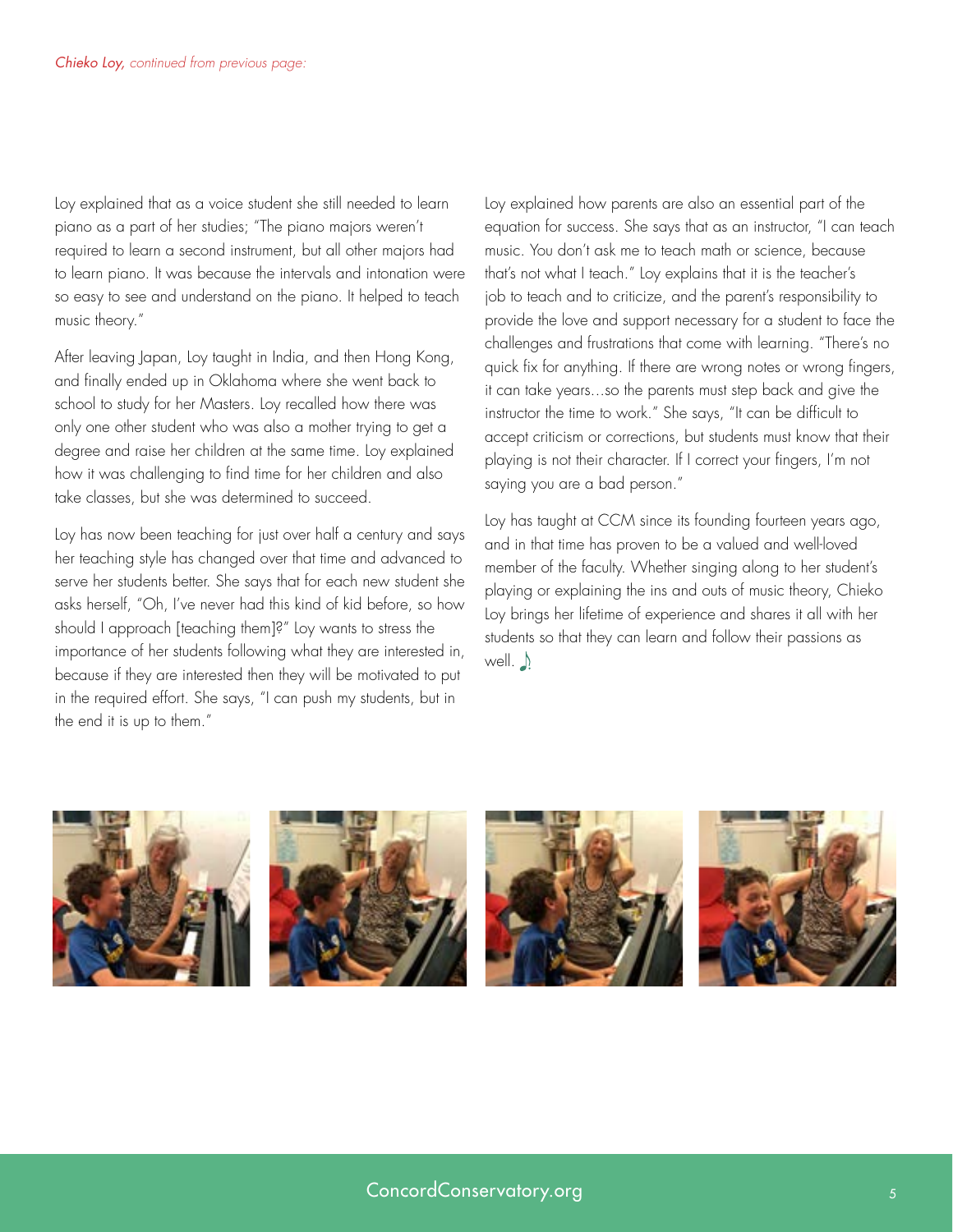*Chieko Loy, continued from previous page:*

Loy explained that as a voice student she still needed to learn piano as a part of her studies; "The piano majors weren't required to learn a second instrument, but all other majors had to learn piano. It was because the intervals and intonation were so easy to see and understand on the piano. It helped to teach music theory."

After leaving Japan, Loy taught in India, and then Hong Kong, and finally ended up in Oklahoma where she went back to school to study for her Masters. Loy recalled how there was only one other student who was also a mother trying to get a degree and raise her children at the same time. Loy explained how it was challenging to find time for her children and also take classes, but she was determined to succeed.

Loy has now been teaching for just over half a century and says her teaching style has changed over that time and advanced to serve her students better. She says that for each new student she asks herself, "Oh, I've never had this kind of kid before, so how should I approach [teaching them]?" Loy wants to stress the importance of her students following what they are interested in, because if they are interested then they will be motivated to put in the required effort. She says, "I can push my students, but in the end it is up to them."

Loy explained how parents are also an essential part of the equation for success. She says that as an instructor, "I can teach music. You don't ask me to teach math or science, because that's not what I teach." Loy explains that it is the teacher's job to teach and to criticize, and the parent's responsibility to provide the love and support necessary for a student to face the challenges and frustrations that come with learning. "There's no quick fix for anything. If there are wrong notes or wrong fingers, it can take years...so the parents must step back and give the instructor the time to work." She says, "It can be difficult to accept criticism or corrections, but students must know that their playing is not their character. If I correct your fingers, I'm not saying you are a bad person."

Loy has taught at CCM since its founding fourteen years ago, and in that time has proven to be a valued and well-loved member of the faculty. Whether singing along to her student's playing or explaining the ins and outs of music theory, Chieko Loy brings her lifetime of experience and shares it all with her students so that they can learn and follow their passions as well. ♪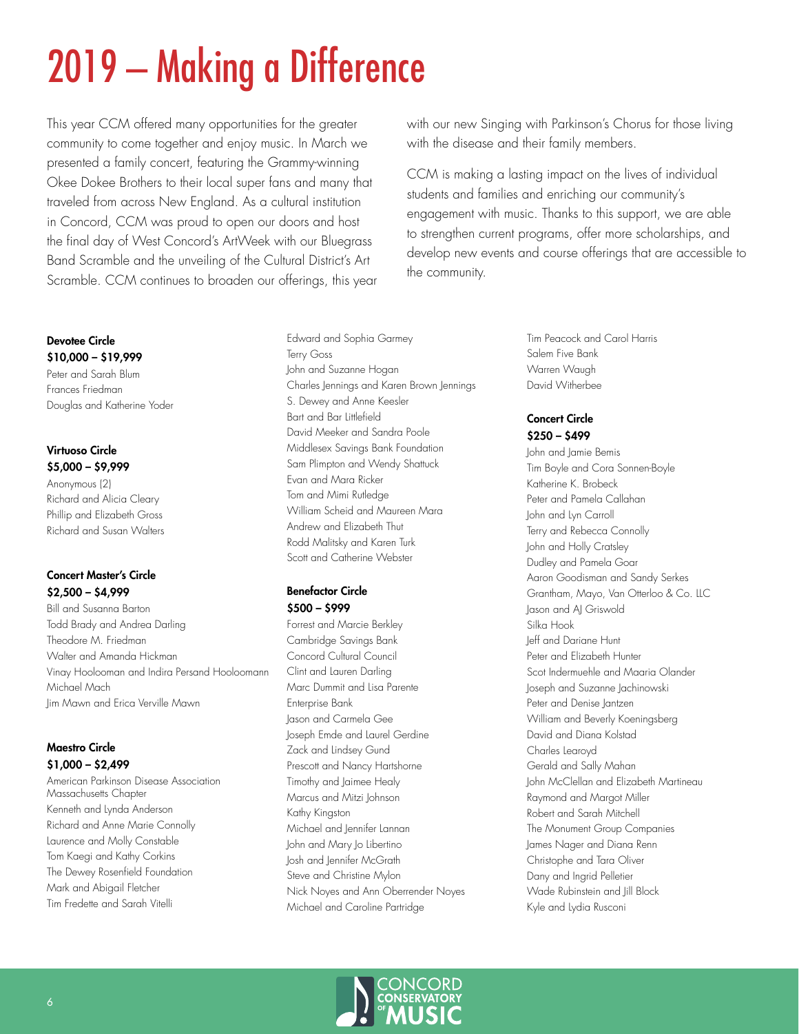# 2019 – Making a Difference

This year CCM offered many opportunities for the greater community to come together and enjoy music. In March we presented a family concert, featuring the Grammy-winning Okee Dokee Brothers to their local super fans and many that traveled from across New England. As a cultural institution in Concord, CCM was proud to open our doors and host the final day of West Concord's ArtWeek with our Bluegrass Band Scramble and the unveiling of the Cultural District's Art Scramble. CCM continues to broaden our offerings, this year with our new Singing with Parkinson's Chorus for those living with the disease and their family members.

CCM is making a lasting impact on the lives of individual students and families and enriching our community's engagement with music. Thanks to this support, we are able to strengthen current programs, offer more scholarships, and develop new events and course offerings that are accessible to the community.

**Devotee Circle**
**$10,000 – $19,999**

Peter and Sarah Blum
Frances Friedman
Douglas and Katherine Yoder

**Virtuoso Circle**
**$5,000 – $9,999**

Anonymous (2)
Richard and Alicia Cleary
Phillip and Elizabeth Gross
Richard and Susan Walters

**Concert Master's Circle**
**$2,500 – $4,999**

Bill and Susanna Barton
Todd Brady and Andrea Darling
Theodore M. Friedman
Walter and Amanda Hickman
Vinay Hoolooman and Indira Persand Hooloomann
Michael Mach
Jim Mawn and Erica Verville Mawn

**Maestro Circle**
**$1,000 – $2,499**

American Parkinson Disease Association Massachusetts Chapter
Kenneth and Lynda Anderson
Richard and Anne Marie Connolly
Laurence and Molly Constable
Tom Kaegi and Kathy Corkins
The Dewey Rosenfield Foundation
Mark and Abigail Fletcher
Tim Fredette and Sarah Vitelli
Edward and Sophia Garmey
Terry Goss
John and Suzanne Hogan
Charles Jennings and Karen Brown Jennings
S. Dewey and Anne Keesler
Bart and Bar Littlefield
David Meeker and Sandra Poole
Middlesex Savings Bank Foundation
Sam Plimpton and Wendy Shattuck
Evan and Mara Ricker
Tom and Mimi Rutledge
William Scheid and Maureen Mara
Andrew and Elizabeth Thut
Rodd Malitsky and Karen Turk
Scott and Catherine Webster

**Benefactor Circle**
**$500 – $999**

Forrest and Marcie Berkley
Cambridge Savings Bank
Concord Cultural Council
Clint and Lauren Darling
Marc Dummit and Lisa Parente
Enterprise Bank
Jason and Carmela Gee
Joseph Emde and Laurel Gerdine
Zack and Lindsey Gund
Prescott and Nancy Hartshorne
Timothy and Jaimee Healy
Marcus and Mitzi Johnson
Kathy Kingston
Michael and Jennifer Lannan
John and Mary Jo Libertino
Josh and Jennifer McGrath
Steve and Christine Mylon
Nick Noyes and Ann Oberrender Noyes
Michael and Caroline Partridge
Tim Peacock and Carol Harris
Salem Five Bank
Warren Waugh
David Witherbee

**Concert Circle**
**$250 – $499**

John and Jamie Bemis
Tim Boyle and Cora Sonnen-Boyle
Katherine K. Brobeck
Peter and Pamela Callahan
John and Lyn Carroll
Terry and Rebecca Connolly
John and Holly Cratsley
Dudley and Pamela Goar
Aaron Goodisman and Sandy Serkes
Grantham, Mayo, Van Otterloo & Co. LLC
Jason and AJ Griswold
Silka Hook
Jeff and Dariane Hunt
Peter and Elizabeth Hunter
Scot Indermuehle and Maaria Olander
Joseph and Suzanne Jachinowski
Peter and Denise Jantzen
William and Beverly Koeningsberg
David and Diana Kolstad
Charles Learoyd
Gerald and Sally Mahan
John McClellan and Elizabeth Martineau
Raymond and Margot Miller
Robert and Sarah Mitchell
The Monument Group Companies
James Nager and Diana Renn
Christophe and Tara Oliver
Dany and Ingrid Pelletier
Wade Rubinstein and Jill Block
Kyle and Lydia Rusconi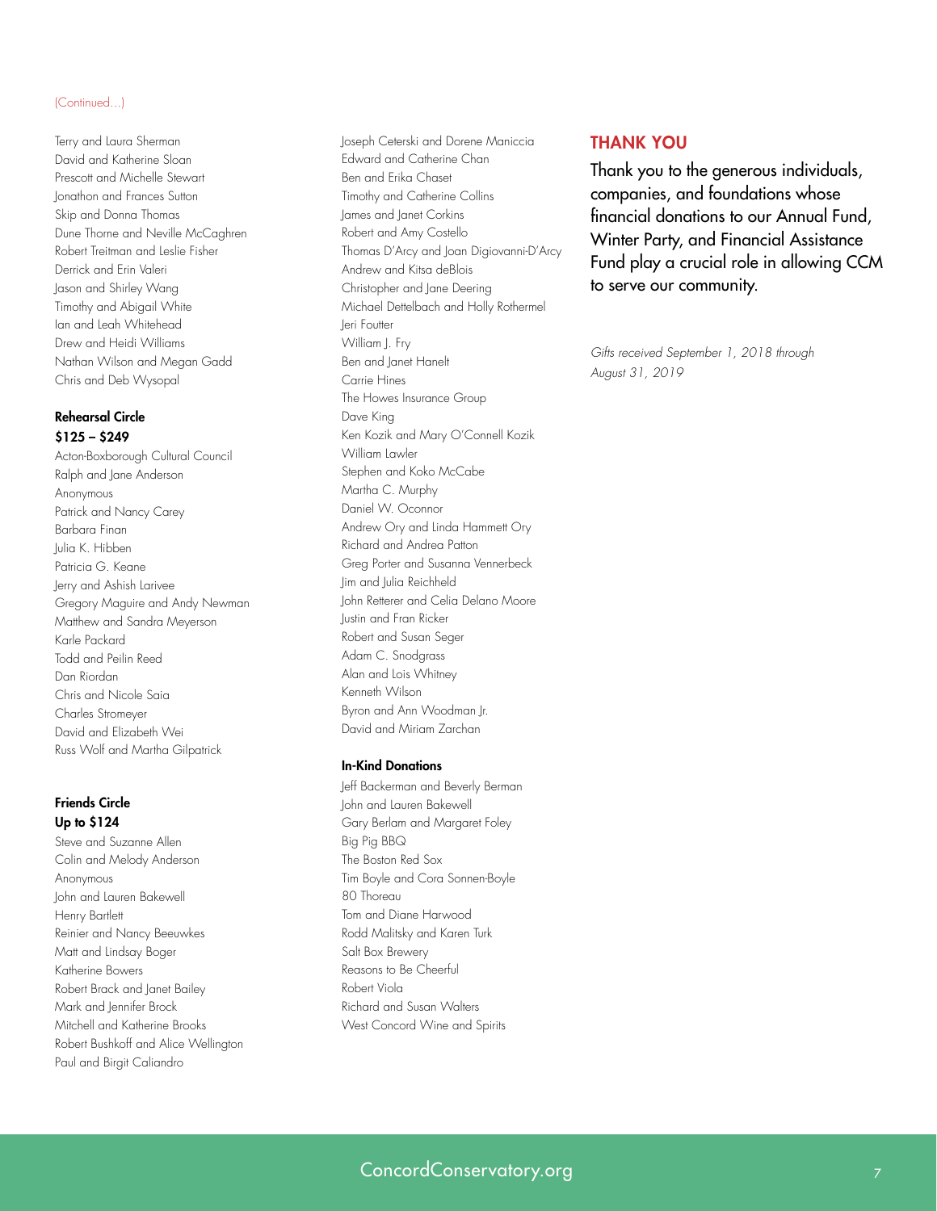(Continued...)

Terry and Laura Sherman
David and Katherine Sloan
Prescott and Michelle Stewart
Jonathon and Frances Sutton
Skip and Donna Thomas
Dune Thorne and Neville McCaghren
Robert Treitman and Leslie Fisher
Derrick and Erin Valeri
Jason and Shirley Wang
Timothy and Abigail White
Ian and Leah Whitehead
Drew and Heidi Williams
Nathan Wilson and Megan Gadd
Chris and Deb Wysopal

**Rehearsal Circle**
**$125 – $249**

Acton-Boxborough Cultural Council
Ralph and Jane Anderson
Anonymous
Patrick and Nancy Carey
Barbara Finan
Julia K. Hibben
Patricia G. Keane
Jerry and Ashish Larivee
Gregory Maguire and Andy Newman
Matthew and Sandra Meyerson
Karle Packard
Todd and Peilin Reed
Dan Riordan
Chris and Nicole Saia
Charles Stromeyer
David and Elizabeth Wei
Russ Wolf and Martha Gilpatrick

**Friends Circle**
**Up to $124**

Steve and Suzanne Allen
Colin and Melody Anderson
Anonymous
John and Lauren Bakewell
Henry Bartlett
Reinier and Nancy Beeuwkes
Matt and Lindsay Boger
Katherine Bowers
Robert Brack and Janet Bailey
Mark and Jennifer Brock
Mitchell and Katherine Brooks
Robert Bushkoff and Alice Wellington
Paul and Birgit Caliandro
Joseph Ceterski and Dorene Maniccia
Edward and Catherine Chan
Ben and Erika Chaset
Timothy and Catherine Collins
James and Janet Corkins
Robert and Amy Costello
Thomas D'Arcy and Joan Digiovanni-D'Arcy
Andrew and Kitsa deBlois
Christopher and Jane Deering
Michael Dettelbach and Holly Rothermel
Jeri Foutter
William J. Fry
Ben and Janet Hanelt
Carrie Hines
The Howes Insurance Group
Dave King
Ken Kozik and Mary O'Connell Kozik
William Lawler
Stephen and Koko McCabe
Martha C. Murphy
Daniel W. Oconnor
Andrew Ory and Linda Hammett Ory
Richard and Andrea Patton
Greg Porter and Susanna Vennerbeck
Jim and Julia Reichheld
John Retterer and Celia Delano Moore
Justin and Fran Ricker
Robert and Susan Seger
Adam C. Snodgrass
Alan and Lois Whitney
Kenneth Wilson
Byron and Ann Woodman Jr.
David and Miriam Zarchan

**In-Kind Donations**

Jeff Backerman and Beverly Berman
John and Lauren Bakewell
Gary Berlam and Margaret Foley
Big Pig BBQ
The Boston Red Sox
Tim Boyle and Cora Sonnen-Boyle
80 Thoreau
Tom and Diane Harwood
Rodd Malitsky and Karen Turk
Salt Box Brewery
Reasons to Be Cheerful
Robert Viola
Richard and Susan Walters
West Concord Wine and Spirits

## THANK YOU

Thank you to the generous individuals, companies, and foundations whose financial donations to our Annual Fund, Winter Party, and Financial Assistance Fund play a crucial role in allowing CCM to serve our community.

*Gifts received September 1, 2018 through August 31, 2019*

ConcordConservatory.org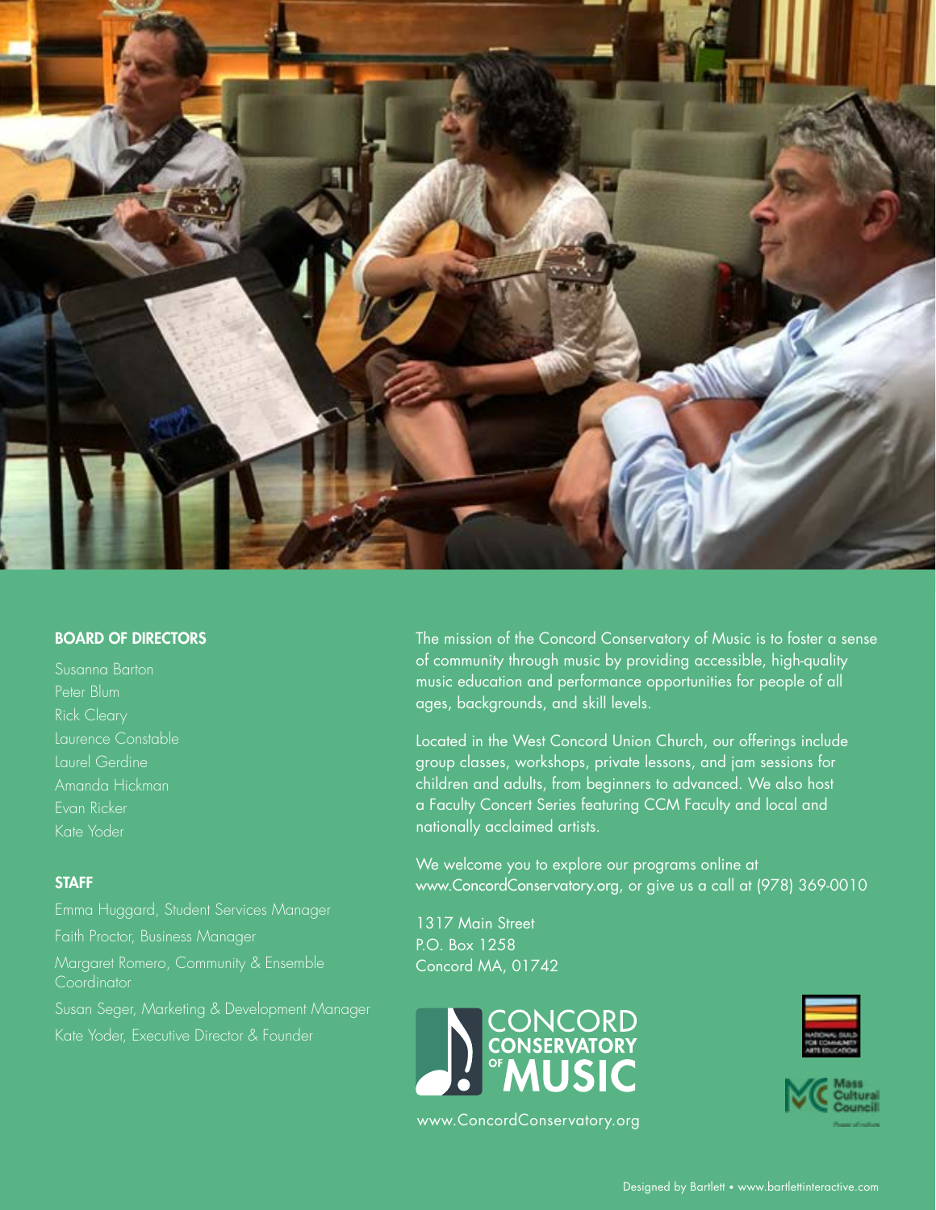## BOARD OF DIRECTORS

Susanna Barton
Peter Blum
Rick Cleary
Laurence Constable
Laurel Gerdine
Amanda Hickman
Evan Ricker
Kate Yoder

## STAFF

Emma Huggard, Student Services Manager

Faith Proctor, Business Manager

Margaret Romero, Community & Ensemble Coordinator

Susan Seger, Marketing & Development Manager

Kate Yoder, Executive Director & Founder

The mission of the Concord Conservatory of Music is to foster a sense of community through music by providing accessible, high-quality music education and performance opportunities for people of all ages, backgrounds, and skill levels.

Located in the West Concord Union Church, our offerings include group classes, workshops, private lessons, and jam sessions for children and adults, from beginners to advanced. We also host a Faculty Concert Series featuring CCM Faculty and local and nationally acclaimed artists.

We welcome you to explore our programs online at www.ConcordConservatory.org, or give us a call at (978) 369-0010

1317 Main Street
P.O. Box 1258
Concord MA, 01742

CONCORD CONSERVATORY OF MUSIC

www.ConcordConservatory.org

National Guild for Community Arts Education

Mass Cultural Council

Designed by Bartlett • www.bartlettinteractive.com